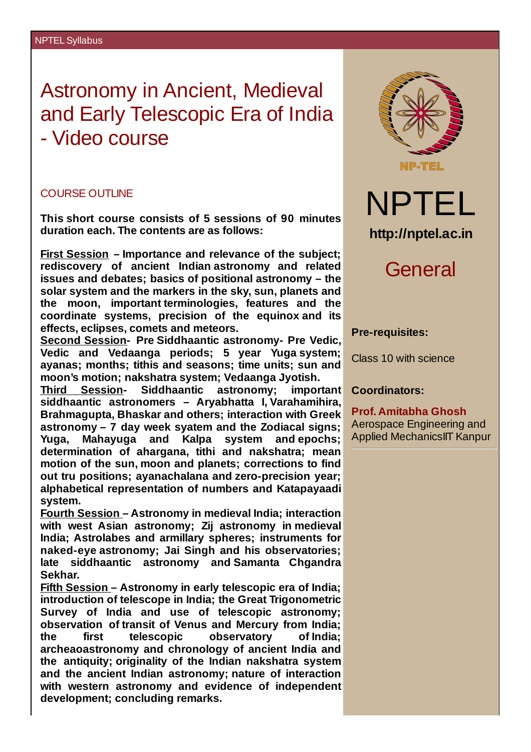# Astronomy in Ancient, Medieval and Early Telescopic Era of India - Video course

## COURSE OUTLINE

**This short course consists of 5 sessions of 90 minutes duration each. The contents are as follows:**

**First Session – Importance and relevance of the subject; rediscovery of ancient Indian astronomy and related issues and debates; basics of positional astronomy – the solar system and the markers in the sky, sun, planets and the moon, important terminologies, features and the coordinate systems, precision of the equinox and its effects, eclipses, comets and meteors.**

**Second Session- Pre Siddhaantic astronomy- Pre Vedic, Vedic and Vedaanga periods; 5 year Yuga system; ayanas; months; tithis and seasons; time units; sun and moon's motion; nakshatra system; Vedaanga Jyotish.**

**Third Session- Siddhaantic astronomy; important siddhaantic astronomers – Aryabhatta I, Varahamihira, Brahmagupta, Bhaskar and others; interaction with Greek astronomy – 7 day week syatem and the Zodiacal signs; Yuga, Mahayuga and Kalpa system and epochs; determination of ahargana, tithi and nakshatra; mean motion of the sun, moon and planets; corrections to find out tru positions; ayanachalana and zero-precision year; alphabetical representation of numbers and Katapayaadi system.**

**Fourth Session – Astronomy in medieval India; interaction with west Asian astronomy; Zij astronomy in medieval India; Astrolabes and armillary spheres; instruments for naked-eye astronomy; Jai Singh and his observatories; late siddhaantic astronomy and Samanta Chgandra Sekhar.**

**Fifth Session – Astronomy in early telescopic era of India; introduction of telescope in India; the Great Trigonometric Survey of India and use of telescopic astronomy; observation of transit of Venus and Mercury from India; the first telescopic observatory of India; archeaoastronomy and chronology of ancient India and the antiquity; originality of the Indian nakshatra system and the ancient Indian astronomy; nature of interaction with western astronomy and evidence of independent development; concluding remarks.**

NP-TEL

NPTEL

**http://nptel.ac.in**

## General

**Pre-requisites:**

Class 10 with science

**Coordinators:**

**Prof. Amitabha Ghosh**
Aerospace Engineering and Applied MechanicsIIT Kanpur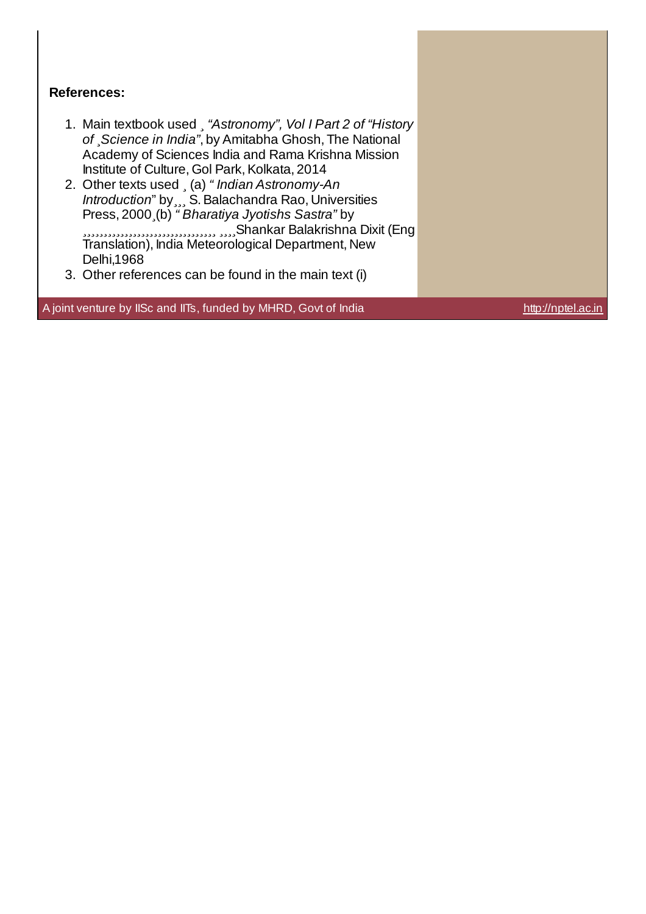**References:**

1. Main textbook used ¸ *"Astronomy", Vol I Part 2 of "History of ¸Science in India"*, by Amitabha Ghosh, The National Academy of Sciences India and Rama Krishna Mission Institute of Culture, Gol Park, Kolkata, 2014
2. Other texts used ¸ (a) *" Indian Astronomy-An Introduction*" by¸¸¸ S. Balachandra Rao, Universities Press, 2000¸(b) *" Bharatiya Jyotishs Sastra"* by ¸¸¸¸¸¸¸¸¸¸¸¸¸¸¸¸¸¸¸¸¸¸¸¸¸¸¸¸¸¸¸¸ ¸¸¸¸Shankar Balakrishna Dixit (Eng Translation), India Meteorological Department, New Delhi,1968
3. Other references can be found in the main text (i)